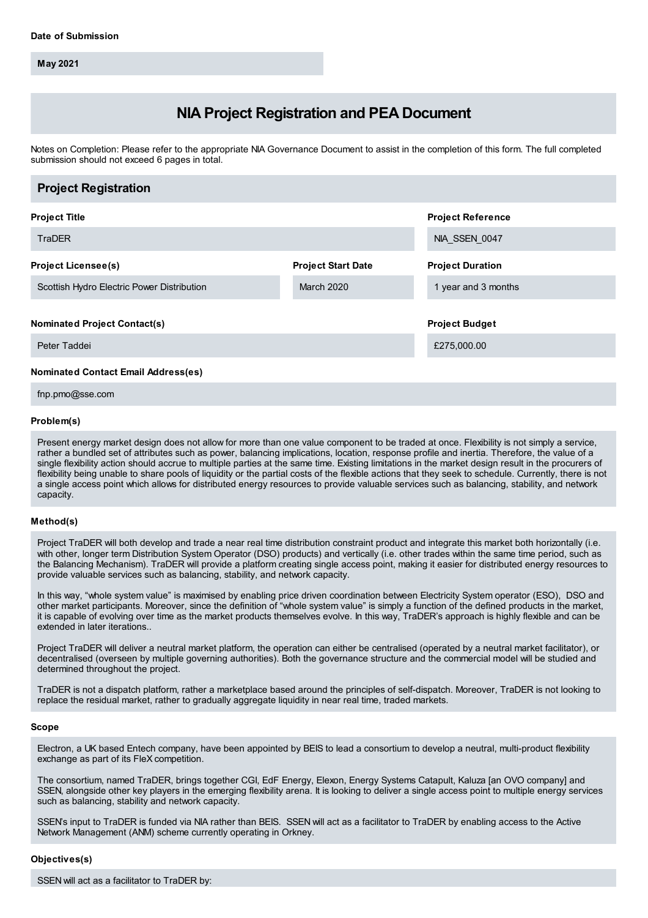**Date of Submission**

May 2021

# NIA Project Registration and PEA Document

Notes on Completion: Please refer to the appropriate NIA Governance Document to assist in the completion of this form. The full completed submission should not exceed 6 pages in total.

## Project Registration

**Project Title**

TraDER

**Project Reference**

NIA_SSEN_0047

**Project Licensee(s)**

Scottish Hydro Electric Power Distribution

**Project Start Date**

March 2020

**Project Duration**

1 year and 3 months

**Nominated Project Contact(s)**

Peter Taddei

**Project Budget**

£275,000.00

**Nominated Contact Email Address(es)**

fnp.pmo@sse.com

**Problem(s)**

Present energy market design does not allow for more than one value component to be traded at once. Flexibility is not simply a service, rather a bundled set of attributes such as power, balancing implications, location, response profile and inertia. Therefore, the value of a single flexibility action should accrue to multiple parties at the same time. Existing limitations in the market design result in the procurers of flexibility being unable to share pools of liquidity or the partial costs of the flexible actions that they seek to schedule. Currently, there is not a single access point which allows for distributed energy resources to provide valuable services such as balancing, stability, and network capacity.

**Method(s)**

Project TraDER will both develop and trade a near real time distribution constraint product and integrate this market both horizontally (i.e. with other, longer term Distribution System Operator (DSO) products) and vertically (i.e. other trades within the same time period, such as the Balancing Mechanism). TraDER will provide a platform creating single access point, making it easier for distributed energy resources to provide valuable services such as balancing, stability, and network capacity.

In this way, "whole system value" is maximised by enabling price driven coordination between Electricity System operator (ESO), DSO and other market participants. Moreover, since the definition of "whole system value" is simply a function of the defined products in the market, it is capable of evolving over time as the market products themselves evolve. In this way, TraDER's approach is highly flexible and can be extended in later iterations..

Project TraDER will deliver a neutral market platform, the operation can either be centralised (operated by a neutral market facilitator), or decentralised (overseen by multiple governing authorities). Both the governance structure and the commercial model will be studied and determined throughout the project.

TraDER is not a dispatch platform, rather a marketplace based around the principles of self-dispatch. Moreover, TraDER is not looking to replace the residual market, rather to gradually aggregate liquidity in near real time, traded markets.

**Scope**

Electron, a UK based Entech company, have been appointed by BEIS to lead a consortium to develop a neutral, multi-product flexibility exchange as part of its FleX competition.

The consortium, named TraDER, brings together CGI, EdF Energy, Elexon, Energy Systems Catapult, Kaluza [an OVO company] and SSEN, alongside other key players in the emerging flexibility arena. It is looking to deliver a single access point to multiple energy services such as balancing, stability and network capacity.

SSEN's input to TraDER is funded via NIA rather than BEIS. SSEN will act as a facilitator to TraDER by enabling access to the Active Network Management (ANM) scheme currently operating in Orkney.

**Objectives(s)**

SSEN will act as a facilitator to TraDER by: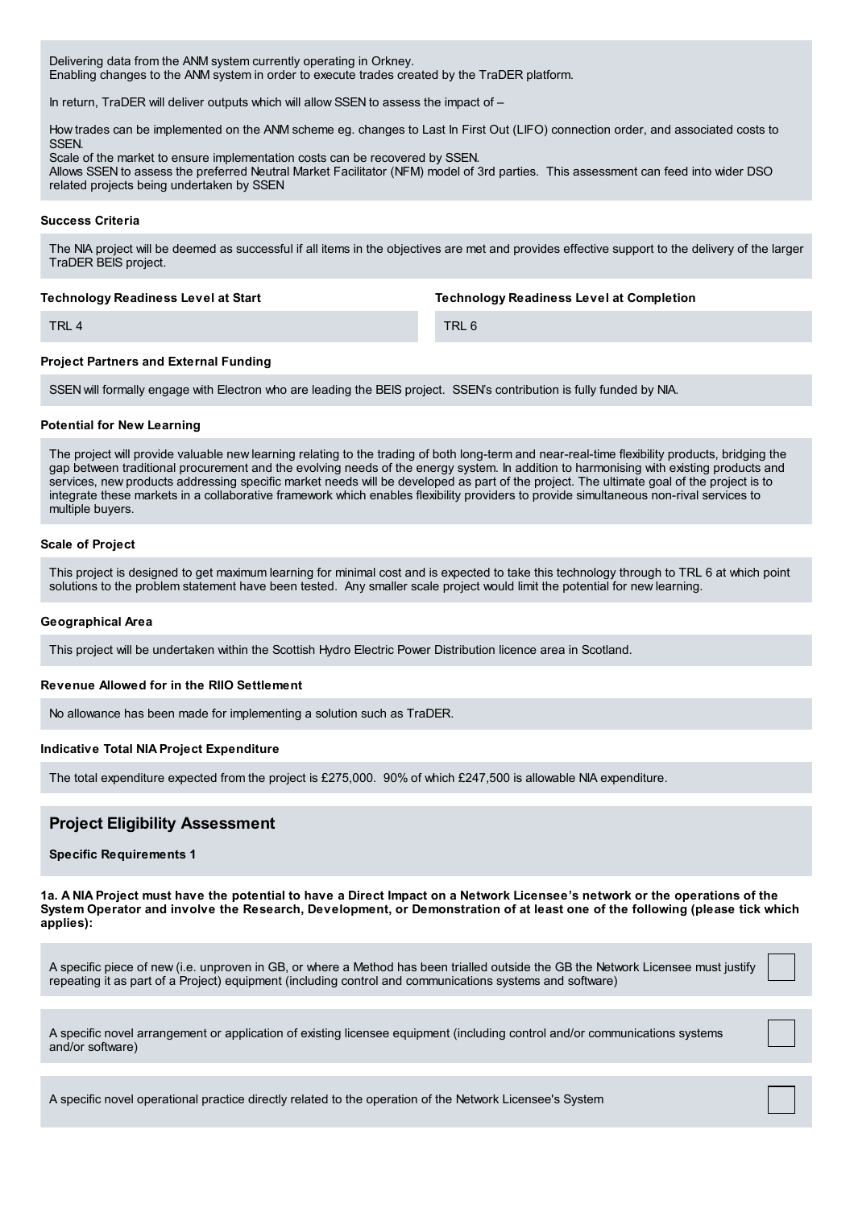Delivering data from the ANM system currently operating in Orkney.
Enabling changes to the ANM system in order to execute trades created by the TraDER platform.

In return, TraDER will deliver outputs which will allow SSEN to assess the impact of –

How trades can be implemented on the ANM scheme eg. changes to Last In First Out (LIFO) connection order, and associated costs to SSEN.
Scale of the market to ensure implementation costs can be recovered by SSEN.
Allows SSEN to assess the preferred Neutral Market Facilitator (NFM) model of 3rd parties. This assessment can feed into wider DSO related projects being undertaken by SSEN

#### Success Criteria

The NIA project will be deemed as successful if all items in the objectives are met and provides effective support to the delivery of the larger TraDER BEIS project.

#### Technology Readiness Level at Start

TRL 4

#### Technology Readiness Level at Completion

TRL 6

#### Project Partners and External Funding

SSEN will formally engage with Electron who are leading the BEIS project. SSEN's contribution is fully funded by NIA.

#### Potential for New Learning

The project will provide valuable new learning relating to the trading of both long-term and near-real-time flexibility products, bridging the gap between traditional procurement and the evolving needs of the energy system. In addition to harmonising with existing products and services, new products addressing specific market needs will be developed as part of the project. The ultimate goal of the project is to integrate these markets in a collaborative framework which enables flexibility providers to provide simultaneous non-rival services to multiple buyers.

#### Scale of Project

This project is designed to get maximum learning for minimal cost and is expected to take this technology through to TRL 6 at which point solutions to the problem statement have been tested. Any smaller scale project would limit the potential for new learning.

#### Geographical Area

This project will be undertaken within the Scottish Hydro Electric Power Distribution licence area in Scotland.

#### Revenue Allowed for in the RIIO Settlement

No allowance has been made for implementing a solution such as TraDER.

#### Indicative Total NIA Project Expenditure

The total expenditure expected from the project is £275,000. 90% of which £247,500 is allowable NIA expenditure.

## Project Eligibility Assessment

#### Specific Requirements 1

**1a. A NIA Project must have the potential to have a Direct Impact on a Network Licensee's network or the operations of the System Operator and involve the Research, Development, or Demonstration of at least one of the following (please tick which applies):**

- [ ] A specific piece of new (i.e. unproven in GB, or where a Method has been trialled outside the GB the Network Licensee must justify repeating it as part of a Project) equipment (including control and communications systems and software)

- [ ] A specific novel arrangement or application of existing licensee equipment (including control and/or communications systems and/or software)

- [ ] A specific novel operational practice directly related to the operation of the Network Licensee's System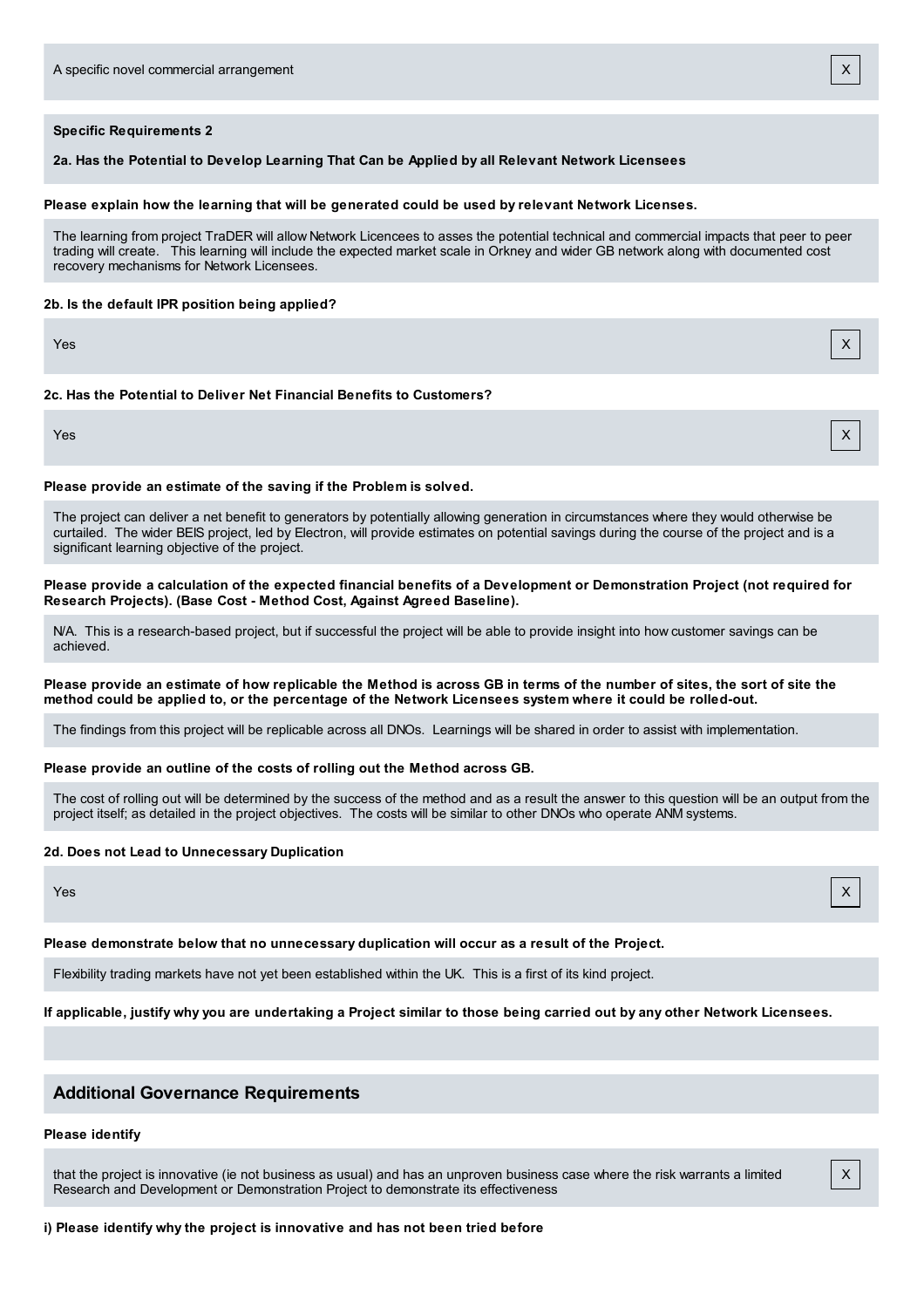A specific novel commercial arrangement X

**Specific Requirements 2**

**2a. Has the Potential to Develop Learning That Can be Applied by all Relevant Network Licensees**

**Please explain how the learning that will be generated could be used by relevant Network Licenses.**

The learning from project TraDER will allow Network Licencees to asses the potential technical and commercial impacts that peer to peer trading will create. This learning will include the expected market scale in Orkney and wider GB network along with documented cost recovery mechanisms for Network Licensees.

**2b. Is the default IPR position being applied?**

Yes X

**2c. Has the Potential to Deliver Net Financial Benefits to Customers?**

Yes X

**Please provide an estimate of the saving if the Problem is solved.**

The project can deliver a net benefit to generators by potentially allowing generation in circumstances where they would otherwise be curtailed. The wider BEIS project, led by Electron, will provide estimates on potential savings during the course of the project and is a significant learning objective of the project.

**Please provide a calculation of the expected financial benefits of a Development or Demonstration Project (not required for Research Projects). (Base Cost - Method Cost, Against Agreed Baseline).**

N/A. This is a research-based project, but if successful the project will be able to provide insight into how customer savings can be achieved.

**Please provide an estimate of how replicable the Method is across GB in terms of the number of sites, the sort of site the method could be applied to, or the percentage of the Network Licensees system where it could be rolled-out.**

The findings from this project will be replicable across all DNOs. Learnings will be shared in order to assist with implementation.

**Please provide an outline of the costs of rolling out the Method across GB.**

The cost of rolling out will be determined by the success of the method and as a result the answer to this question will be an output from the project itself; as detailed in the project objectives. The costs will be similar to other DNOs who operate ANM systems.

**2d. Does not Lead to Unnecessary Duplication**

Yes X

**Please demonstrate below that no unnecessary duplication will occur as a result of the Project.**

Flexibility trading markets have not yet been established within the UK. This is a first of its kind project.

**If applicable, justify why you are undertaking a Project similar to those being carried out by any other Network Licensees.**

## Additional Governance Requirements

**Please identify**

that the project is innovative (ie not business as usual) and has an unproven business case where the risk warrants a limited Research and Development or Demonstration Project to demonstrate its effectiveness X

**i) Please identify why the project is innovative and has not been tried before**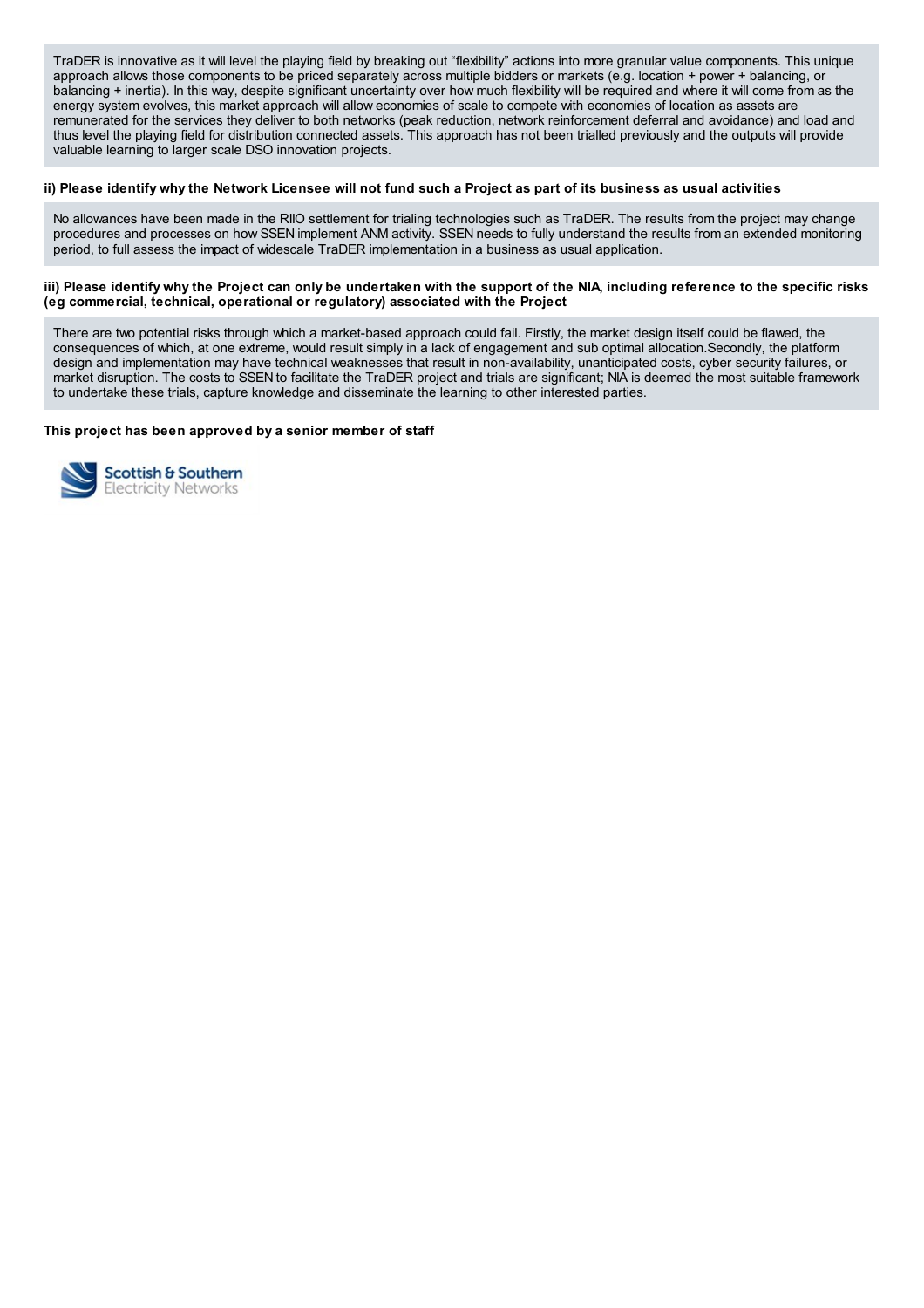TraDER is innovative as it will level the playing field by breaking out "flexibility" actions into more granular value components. This unique approach allows those components to be priced separately across multiple bidders or markets (e.g. location + power + balancing, or balancing + inertia). In this way, despite significant uncertainty over how much flexibility will be required and where it will come from as the energy system evolves, this market approach will allow economies of scale to compete with economies of location as assets are remunerated for the services they deliver to both networks (peak reduction, network reinforcement deferral and avoidance) and load and thus level the playing field for distribution connected assets. This approach has not been trialled previously and the outputs will provide valuable learning to larger scale DSO innovation projects.

**ii) Please identify why the Network Licensee will not fund such a Project as part of its business as usual activities**

No allowances have been made in the RIIO settlement for trialing technologies such as TraDER. The results from the project may change procedures and processes on how SSEN implement ANM activity. SSEN needs to fully understand the results from an extended monitoring period, to full assess the impact of widescale TraDER implementation in a business as usual application.

**iii) Please identify why the Project can only be undertaken with the support of the NIA, including reference to the specific risks (eg commercial, technical, operational or regulatory) associated with the Project**

There are two potential risks through which a market-based approach could fail. Firstly, the market design itself could be flawed, the consequences of which, at one extreme, would result simply in a lack of engagement and sub optimal allocation.Secondly, the platform design and implementation may have technical weaknesses that result in non-availability, unanticipated costs, cyber security failures, or market disruption. The costs to SSEN to facilitate the TraDER project and trials are significant; NIA is deemed the most suitable framework to undertake these trials, capture knowledge and disseminate the learning to other interested parties.

**This project has been approved by a senior member of staff**

Scottish & Southern Electricity Networks